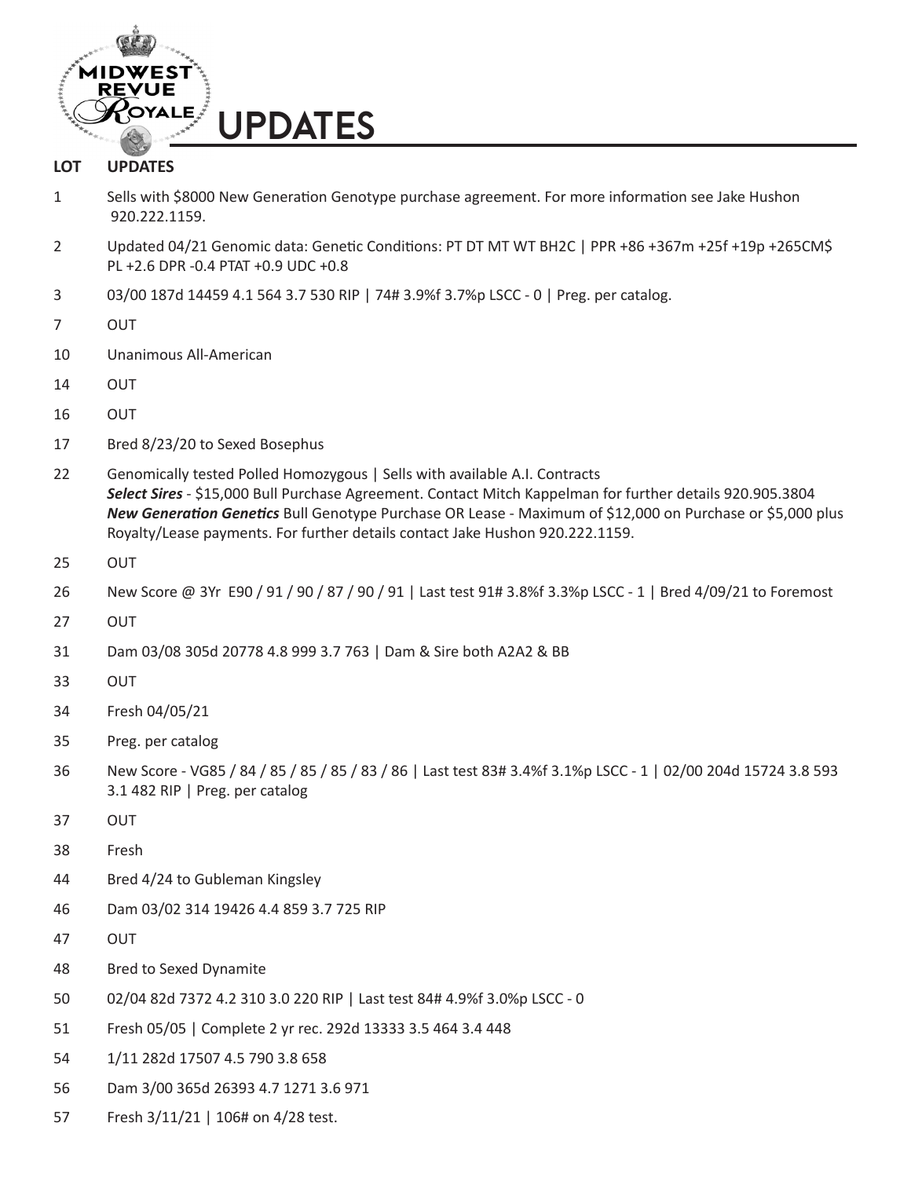# UPDATES

| LOT | UPDATES |
|---|---|
| 1 | Sells with $8000 New Generation Genotype purchase agreement. For more information see Jake Hushon 920.222.1159. |
| 2 | Updated 04/21 Genomic data: Genetic Conditions: PT DT MT WT BH2C \| PPR +86 +367m +25f +19p +265CM$ PL +2.6 DPR -0.4 PTAT +0.9 UDC +0.8 |
| 3 | 03/00 187d 14459 4.1 564 3.7 530 RIP \| 74# 3.9%f 3.7%p LSCC - 0 \| Preg. per catalog. |
| 7 | OUT |
| 10 | Unanimous All-American |
| 14 | OUT |
| 16 | OUT |
| 17 | Bred 8/23/20 to Sexed Bosephus |
| 22 | Genomically tested Polled Homozygous \| Sells with available A.I. Contracts ***Select Sires*** - $15,000 Bull Purchase Agreement. Contact Mitch Kappelman for further details 920.905.3804 ***New Generation Genetics*** Bull Genotype Purchase OR Lease - Maximum of $12,000 on Purchase or $5,000 plus Royalty/Lease payments. For further details contact Jake Hushon 920.222.1159. |
| 25 | OUT |
| 26 | New Score @ 3Yr E90 / 91 / 90 / 87 / 90 / 91 \| Last test 91# 3.8%f 3.3%p LSCC - 1 \| Bred 4/09/21 to Foremost |
| 27 | OUT |
| 31 | Dam 03/08 305d 20778 4.8 999 3.7 763 \| Dam & Sire both A2A2 & BB |
| 33 | OUT |
| 34 | Fresh 04/05/21 |
| 35 | Preg. per catalog |
| 36 | New Score - VG85 / 84 / 85 / 85 / 85 / 83 / 86 \| Last test 83# 3.4%f 3.1%p LSCC - 1 \| 02/00 204d 15724 3.8 593 3.1 482 RIP \| Preg. per catalog |
| 37 | OUT |
| 38 | Fresh |
| 44 | Bred 4/24 to Gubleman Kingsley |
| 46 | Dam 03/02 314 19426 4.4 859 3.7 725 RIP |
| 47 | OUT |
| 48 | Bred to Sexed Dynamite |
| 50 | 02/04 82d 7372 4.2 310 3.0 220 RIP \| Last test 84# 4.9%f 3.0%p LSCC - 0 |
| 51 | Fresh 05/05 \| Complete 2 yr rec. 292d 13333 3.5 464 3.4 448 |
| 54 | 1/11 282d 17507 4.5 790 3.8 658 |
| 56 | Dam 3/00 365d 26393 4.7 1271 3.6 971 |
| 57 | Fresh 3/11/21 \| 106# on 4/28 test. |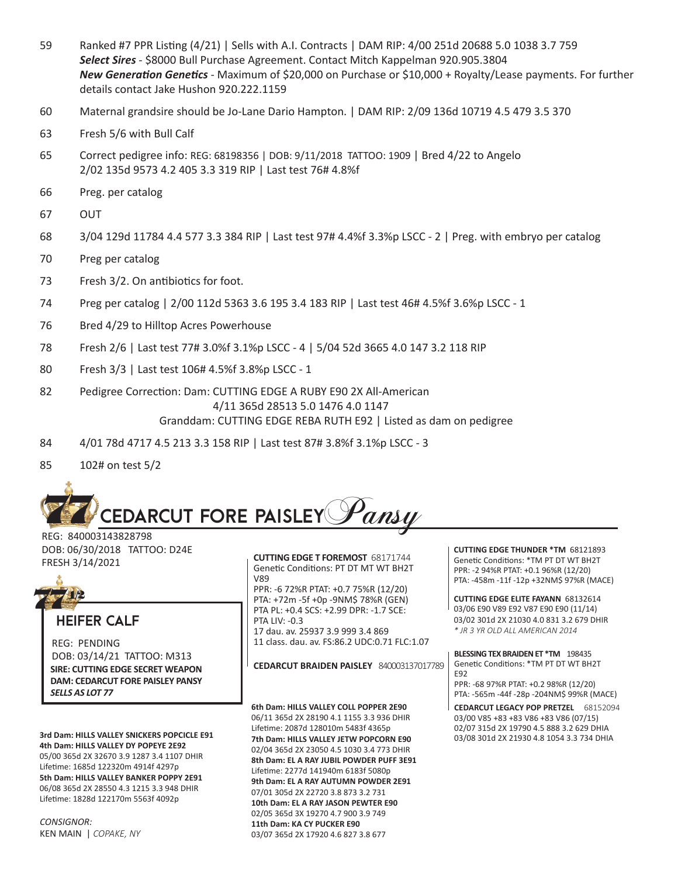59 Ranked #7 PPR Listing (4/21) | Sells with A.I. Contracts | DAM RIP: 4/00 251d 20688 5.0 1038 3.7 759
***Select Sires*** - $8000 Bull Purchase Agreement. Contact Mitch Kappelman 920.905.3804
***New Generation Genetics*** - Maximum of $20,000 on Purchase or $10,000 + Royalty/Lease payments. For further details contact Jake Hushon 920.222.1159

60 Maternal grandsire should be Jo-Lane Dario Hampton. | DAM RIP: 2/09 136d 10719 4.5 479 3.5 370

63 Fresh 5/6 with Bull Calf

65 Correct pedigree info: REG: 68198356 | DOB: 9/11/2018 TATTOO: 1909 | Bred 4/22 to Angelo
2/02 135d 9573 4.2 405 3.3 319 RIP | Last test 76# 4.8%f

66 Preg. per catalog

67 OUT

68 3/04 129d 11784 4.4 577 3.3 384 RIP | Last test 97# 4.4%f 3.3%p LSCC - 2 | Preg. with embryo per catalog

70 Preg per catalog

73 Fresh 3/2. On antibiotics for foot.

74 Preg per catalog | 2/00 112d 5363 3.6 195 3.4 183 RIP | Last test 46# 4.5%f 3.6%p LSCC - 1

76 Bred 4/29 to Hilltop Acres Powerhouse

78 Fresh 2/6 | Last test 77# 3.0%f 3.1%p LSCC - 4 | 5/04 52d 3665 4.0 147 3.2 118 RIP

80 Fresh 3/3 | Last test 106# 4.5%f 3.8%p LSCC - 1

82 Pedigree Correction: Dam: CUTTING EDGE A RUBY E90 2X All-American
4/11 365d 28513 5.0 1476 4.0 1147
Granddam: CUTTING EDGE REBA RUTH E92 | Listed as dam on pedigree

84 4/01 78d 4717 4.5 213 3.3 158 RIP | Last test 87# 3.8%f 3.1%p LSCC - 3

85 102# on test 5/2

# 77 CEDARCUT FORE PAISLEY *Pansy*

REG: 840003143828798
DOB: 06/30/2018 TATTOO: D24E
FRESH 3/14/2021

## 77½ HEIFER CALF

REG: PENDING
DOB: 03/14/21 TATTOO: M313
**SIRE: CUTTING EDGE SECRET WEAPON**
**DAM: CEDARCUT FORE PAISLEY PANSY**
***SELLS AS LOT 77***

**CUTTING EDGE T FOREMOST** 68171744
Genetic Conditions: PT DT MT WT BH2T V89
PPR: -6 72%R PTAT: +0.7 75%R (12/20)
PTA: +72m -5f +0p -9NM$ 78%R (GEN)
PTA PL: +0.4 SCS: +2.99 DPR: -1.7 SCE:
PTA LIV: -0.3
17 dau. av. 25937 3.9 999 3.4 869
11 class. dau. av. FS:86.2 UDC:0.71 FLC:1.07

**CUTTING EDGE THUNDER *TM** 68121893
Genetic Conditions: *TM PT DT WT BH2T
PPR: -2 94%R PTAT: +0.1 96%R (12/20)
PTA: -458m -11f -12p +32NM$ 97%R (MACE)

**CUTTING EDGE ELITE FAYANN** 68132614
03/06 E90 V89 E92 V87 E90 E90 (11/14)
03/02 301d 2X 21030 4.0 831 3.2 679 DHIR
*\* JR 3 YR OLD ALL AMERICAN 2014*

**CEDARCUT BRAIDEN PAISLEY** 840003137017789

**BLESSING TEX BRAIDEN ET *TM** 198435
Genetic Conditions: *TM PT DT WT BH2T E92
PPR: -68 97%R PTAT: +0.2 98%R (12/20)
PTA: -565m -44f -28p -204NM$ 99%R (MACE)

**CEDARCUT LEGACY POP PRETZEL** 68152094
03/00 V85 +83 +83 V86 +83 V86 (07/15)
02/07 315d 2X 19790 4.5 888 3.2 629 DHIA
03/08 301d 2X 21930 4.8 1054 3.3 734 DHIA

**3rd Dam: HILLS VALLEY SNICKERS POPCICLE E91**
**4th Dam: HILLS VALLEY DY POPEYE 2E92**
05/00 365d 2X 32670 3.9 1287 3.4 1107 DHIR
Lifetime: 1685d 122320m 4914f 4297p
**5th Dam: HILLS VALLEY BANKER POPPY 2E91**
06/08 365d 2X 28550 4.3 1215 3.3 948 DHIR
Lifetime: 1828d 122170m 5563f 4092p

**6th Dam: HILLS VALLEY COLL POPPER 2E90**
06/11 365d 2X 28190 4.1 1155 3.3 936 DHIR
Lifetime: 2087d 128010m 5483f 4365p
**7th Dam: HILLS VALLEY JETW POPCORN E90**
02/04 365d 2X 23050 4.5 1030 3.4 773 DHIR
**8th Dam: EL A RAY JUBIL POWDER PUFF 3E91**
Lifetime: 2277d 141940m 6183f 5080p
**9th Dam: EL A RAY AUTUMN POWDER 2E91**
07/01 305d 2X 22720 3.8 873 3.2 731
**10th Dam: EL A RAY JASON PEWTER E90**
02/05 365d 3X 19270 4.7 900 3.9 749
**11th Dam: KA CY PUCKER E90**
03/07 365d 2X 17920 4.6 827 3.8 677

*CONSIGNOR:*
KEN MAIN | *COPAKE, NY*